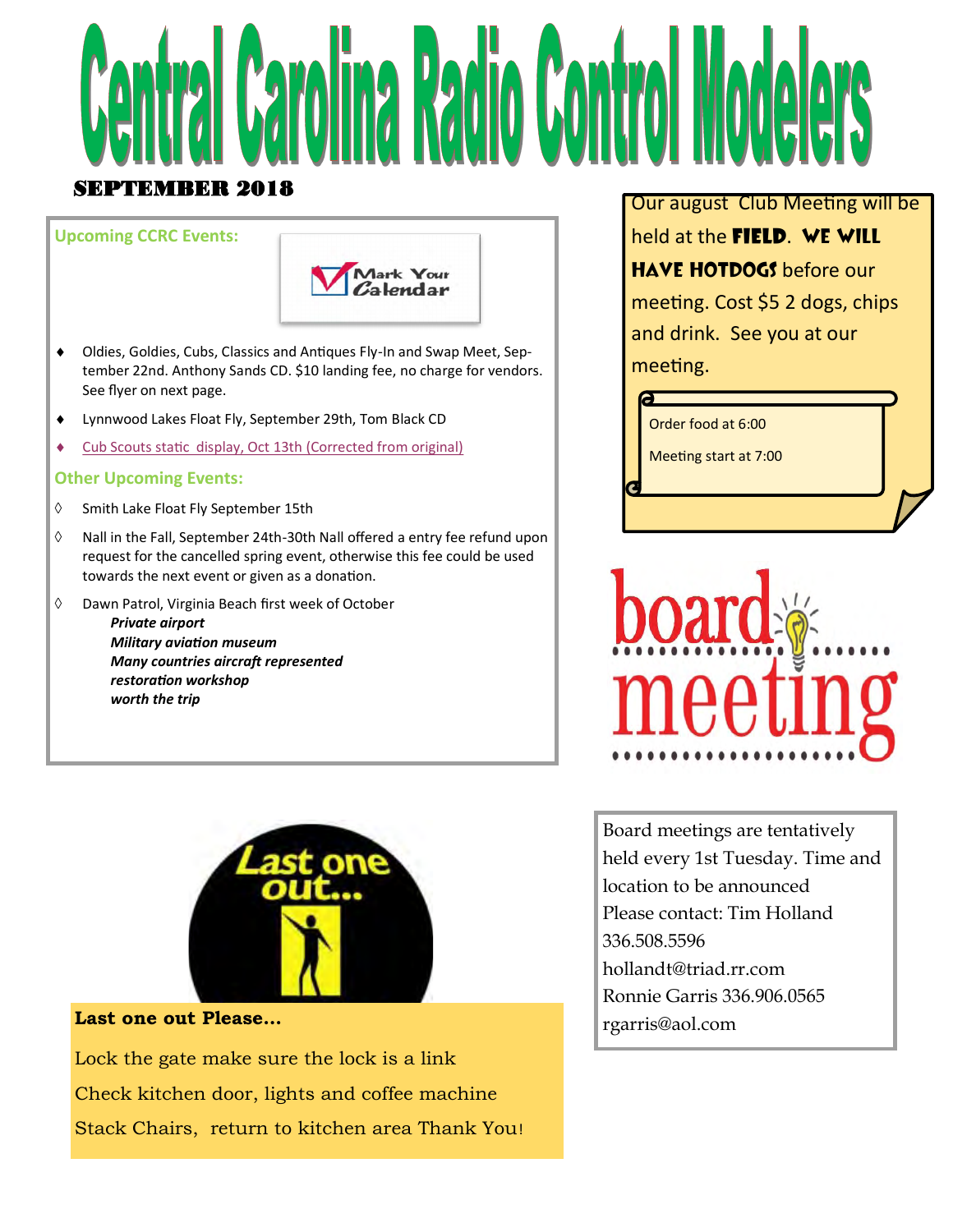# Central Carolina Radio Control Modelers

**SEPTEMBER 2018**

## Upcoming CCRC Events:

Mark Your Calendar

- Oldies, Goldies, Cubs, Classics and Antiques Fly-In and Swap Meet, September 22nd. Anthony Sands CD. $10 landing fee, no charge for vendors. See flyer on next page.
- Lynnwood Lakes Float Fly, September 29th, Tom Black CD
- Cub Scouts static display, Oct 13th (Corrected from original)

## Other Upcoming Events:

- Smith Lake Float Fly September 15th
- Nall in the Fall, September 24th-30th Nall offered a entry fee refund upon request for the cancelled spring event, otherwise this fee could be used towards the next event or given as a donation.
- Dawn Patrol, Virginia Beach first week of October
  - ***Private airport***
  - ***Military aviation museum***
  - ***Many countries aircraft represented***
  - ***restoration workshop***
  - ***worth the trip***

Our august Club Meeting will be held at the **FIELD**. **WE WILL HAVE HOTDOGS** before our meeting. Cost $5 2 dogs, chips and drink. See you at our meeting.

Order food at 6:00

Meeting start at 7:00

## board meeting

Board meetings are tentatively held every 1st Tuesday. Time and location to be announced
Please contact: Tim Holland 336.508.5596
hollandt@triad.rr.com
Ronnie Garris 336.906.0565
rgarris@aol.com

Last one out...

**Last one out Please...**

Lock the gate make sure the lock is a link

Check kitchen door, lights and coffee machine

Stack Chairs, return to kitchen area Thank You!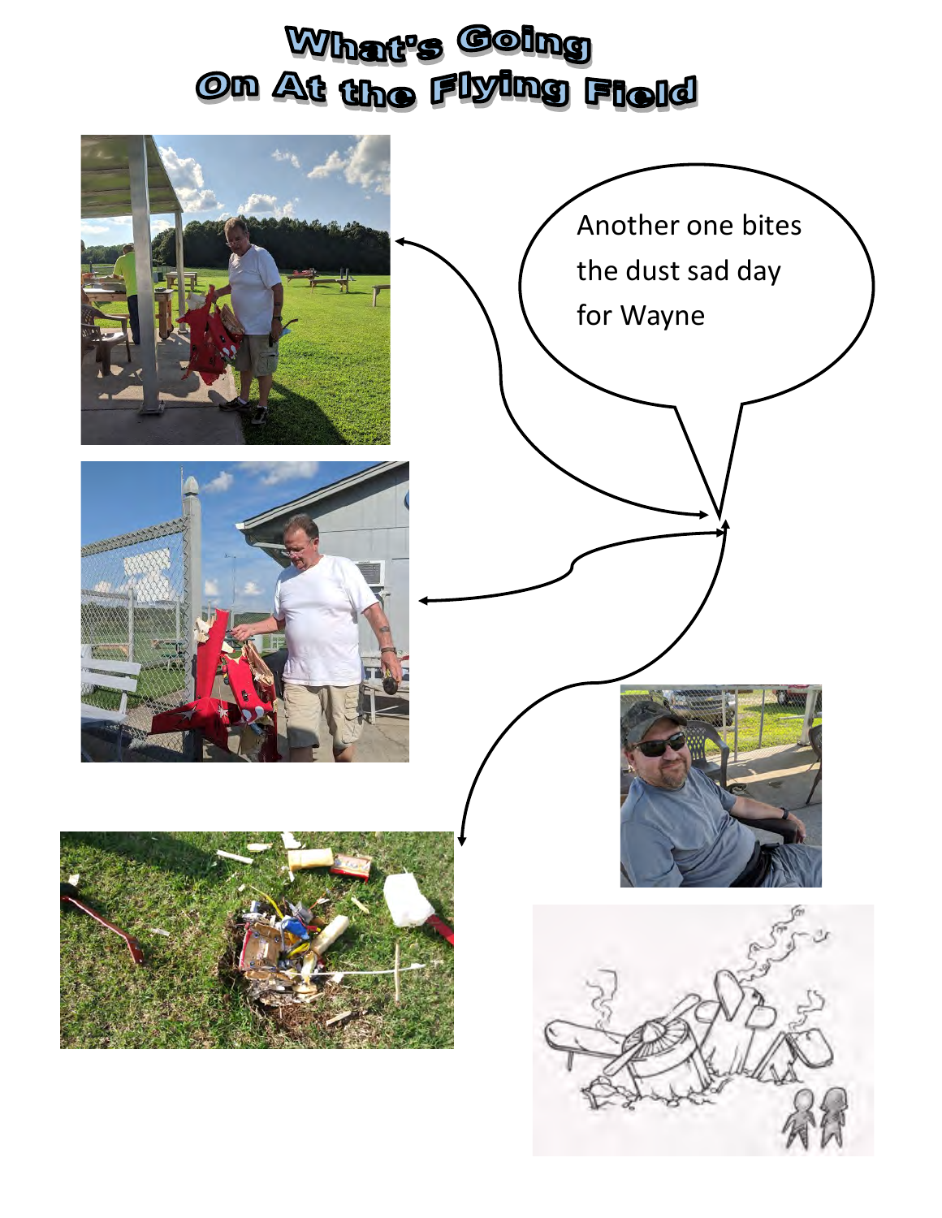# What's Going On At the Flying Field

Another one bites the dust sad day for Wayne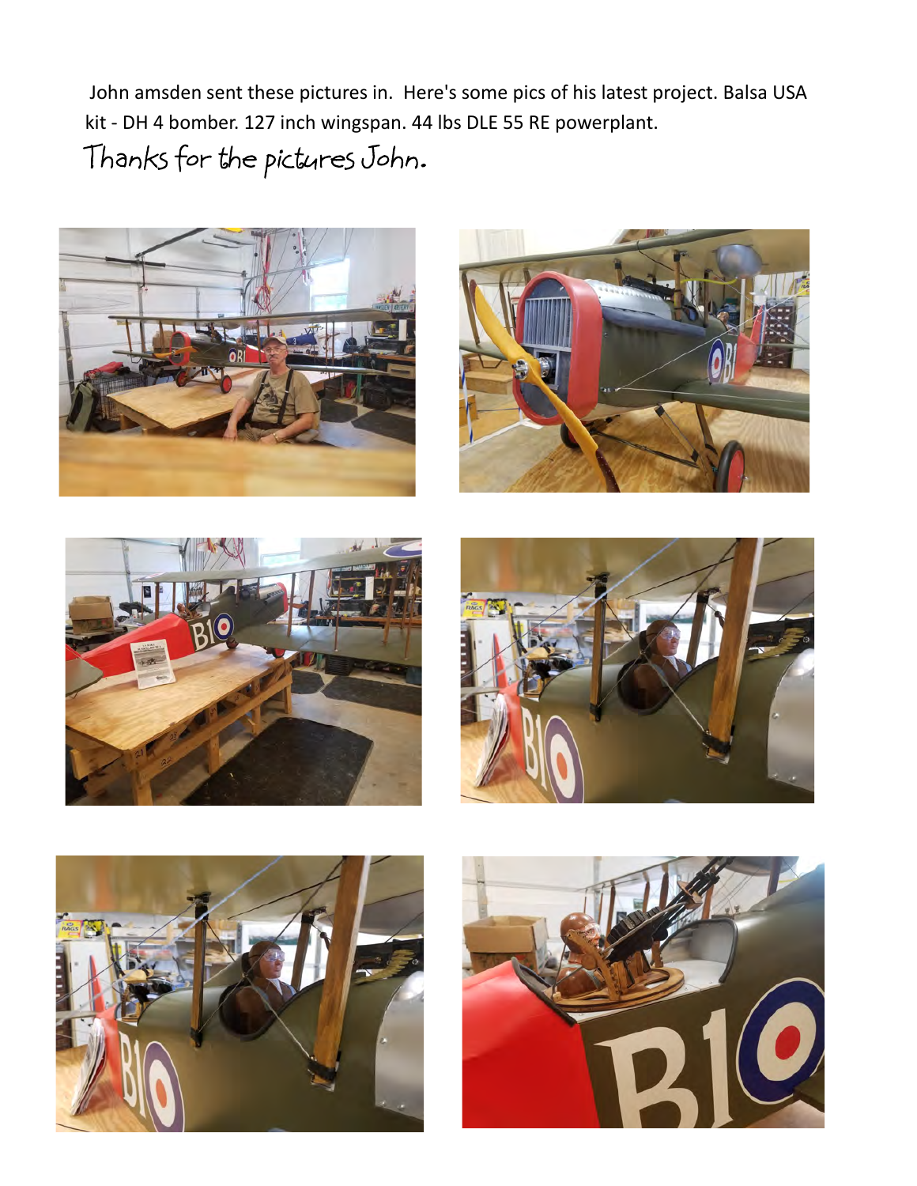John amsden sent these pictures in.  Here's some pics of his latest project. Balsa USA kit - DH 4 bomber. 127 inch wingspan. 44 lbs DLE 55 RE powerplant.

Thanks for the pictures John.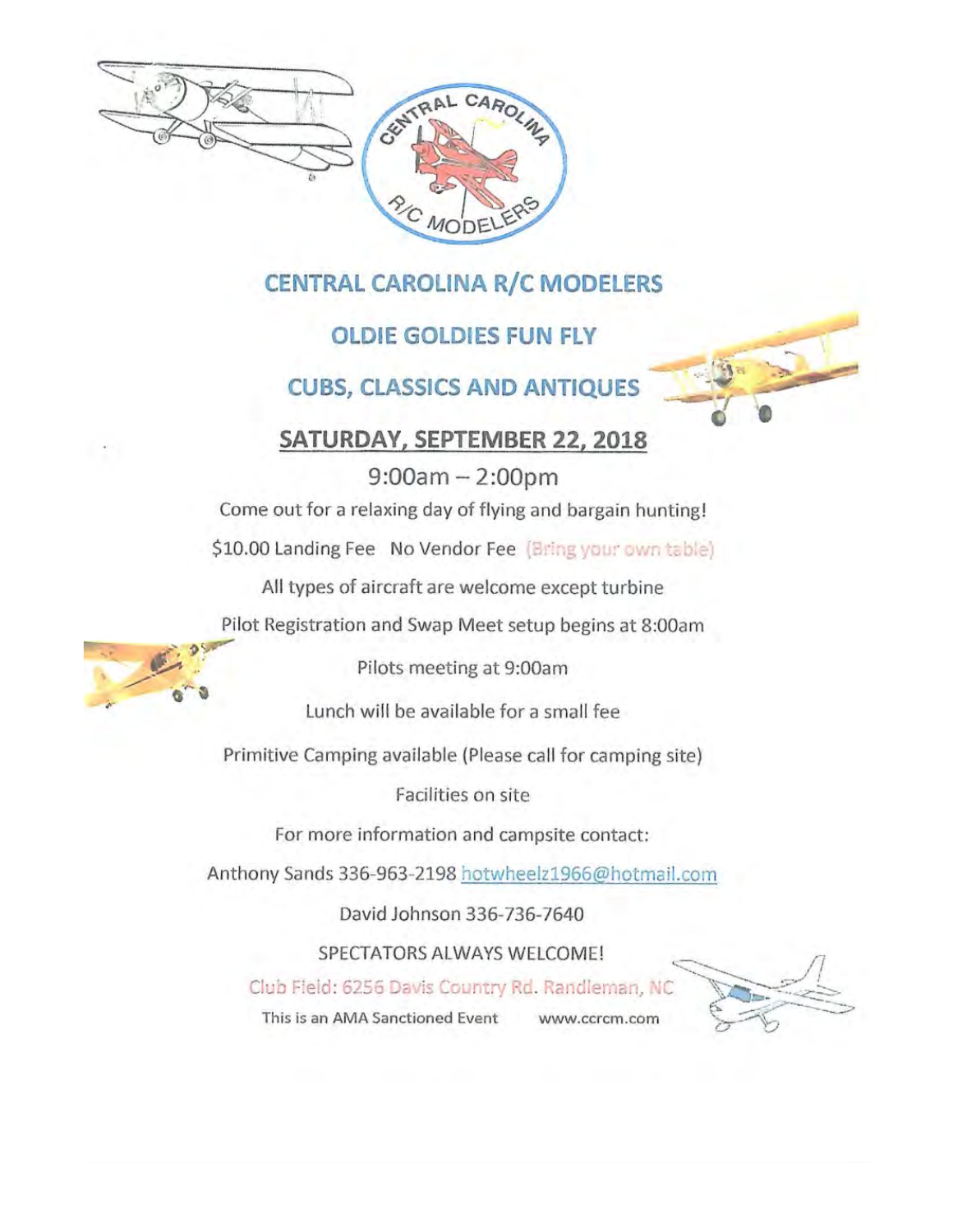# CENTRAL CAROLINA R/C MODELERS

## OLDIE GOLDIES FUN FLY

## CUBS, CLASSICS AND ANTIQUES

**SATURDAY, SEPTEMBER 22, 2018**

9:00am – 2:00pm

Come out for a relaxing day of flying and bargain hunting!

$10.00 Landing Fee No Vendor Fee (Bring your own table)

All types of aircraft are welcome except turbine

Pilot Registration and Swap Meet setup begins at 8:00am

Pilots meeting at 9:00am

Lunch will be available for a small fee

Primitive Camping available (Please call for camping site)

Facilities on site

For more information and campsite contact:

Anthony Sands 336-963-2198 hotwheelz1966@hotmail.com

David Johnson 336-736-7640

SPECTATORS ALWAYS WELCOME!

Club Field: 6256 Davis Country Rd. Randleman, NC

This is an AMA Sanctioned Event www.ccrcm.com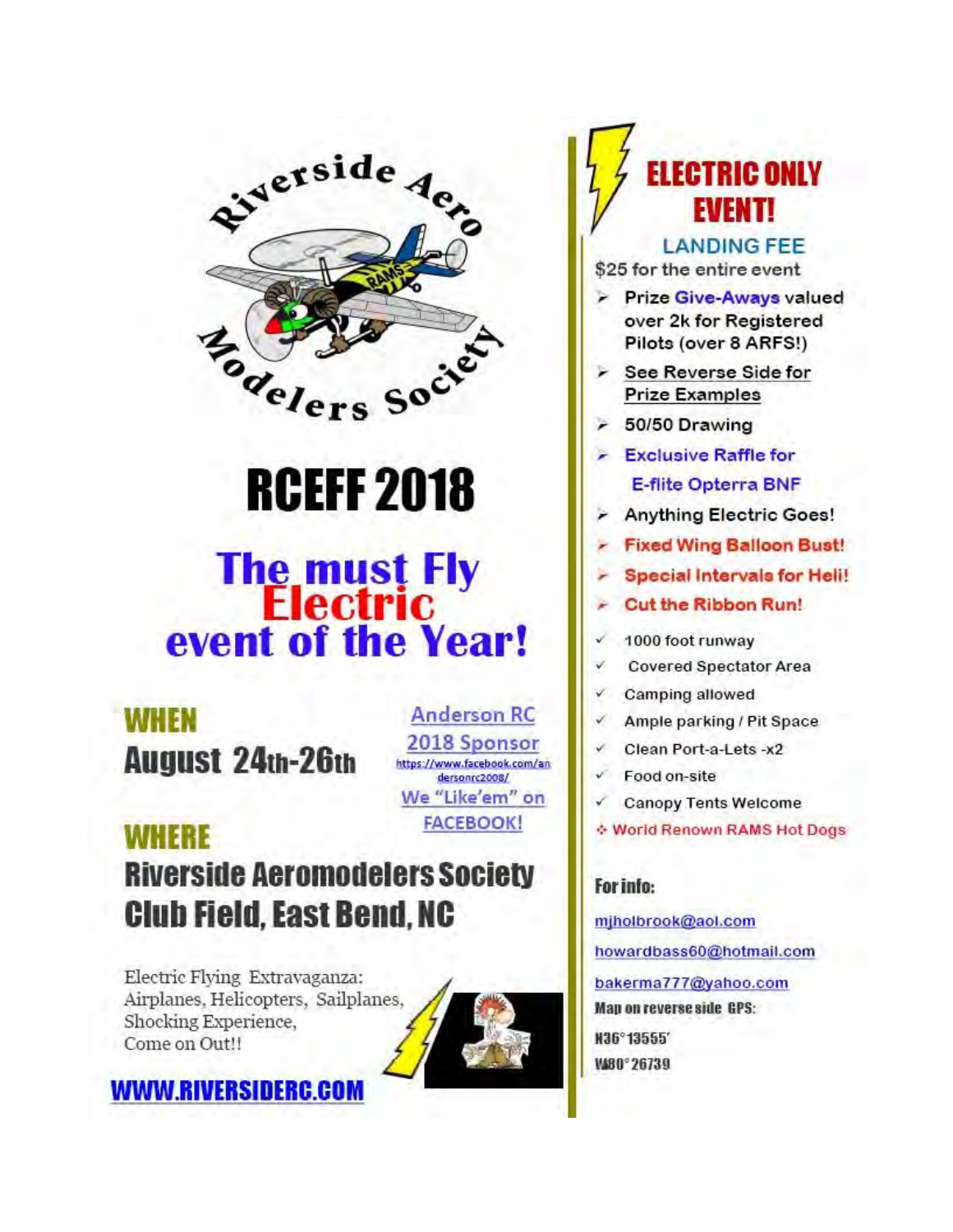Riverside Aero Modelers Society

# RCEFF 2018

## The must Fly Electric event of the Year!

### WHEN

**August 24th-26th**

Anderson RC 2018 Sponsor

https://www.facebook.com/andersonrc2008/

We "Like'em" on FACEBOOK!

### WHERE

**Riverside Aeromodelers Society Club Field, East Bend, NC**

Electric Flying Extravaganza: Airplanes, Helicopters, Sailplanes, Shocking Experience, Come on Out!!

**WWW.RIVERSIDERC.COM**

## ELECTRIC ONLY EVENT!

**LANDING FEE**

$25 for the entire event

- Prize Give-Aways valued over 2k for Registered Pilots (over 8 ARFS!)
- See Reverse Side for Prize Examples
- 50/50 Drawing
- Exclusive Raffle for E-flite Opterra BNF
- Anything Electric Goes!
- Fixed Wing Balloon Bust!
- Special Intervals for Heli!
- Cut the Ribbon Run!

- ✓ 1000 foot runway
- ✓ Covered Spectator Area
- ✓ Camping allowed
- ✓ Ample parking / Pit Space
- ✓ Clean Port-a-Lets -x2
- ✓ Food on-site
- ✓ Canopy Tents Welcome
- ❖ World Renown RAMS Hot Dogs

**For info:**

mjholbrook@aol.com

howardbass60@hotmail.com

bakerma777@yahoo.com

**Map on reverse side GPS:**

**N36°13555'**

**W80°26739**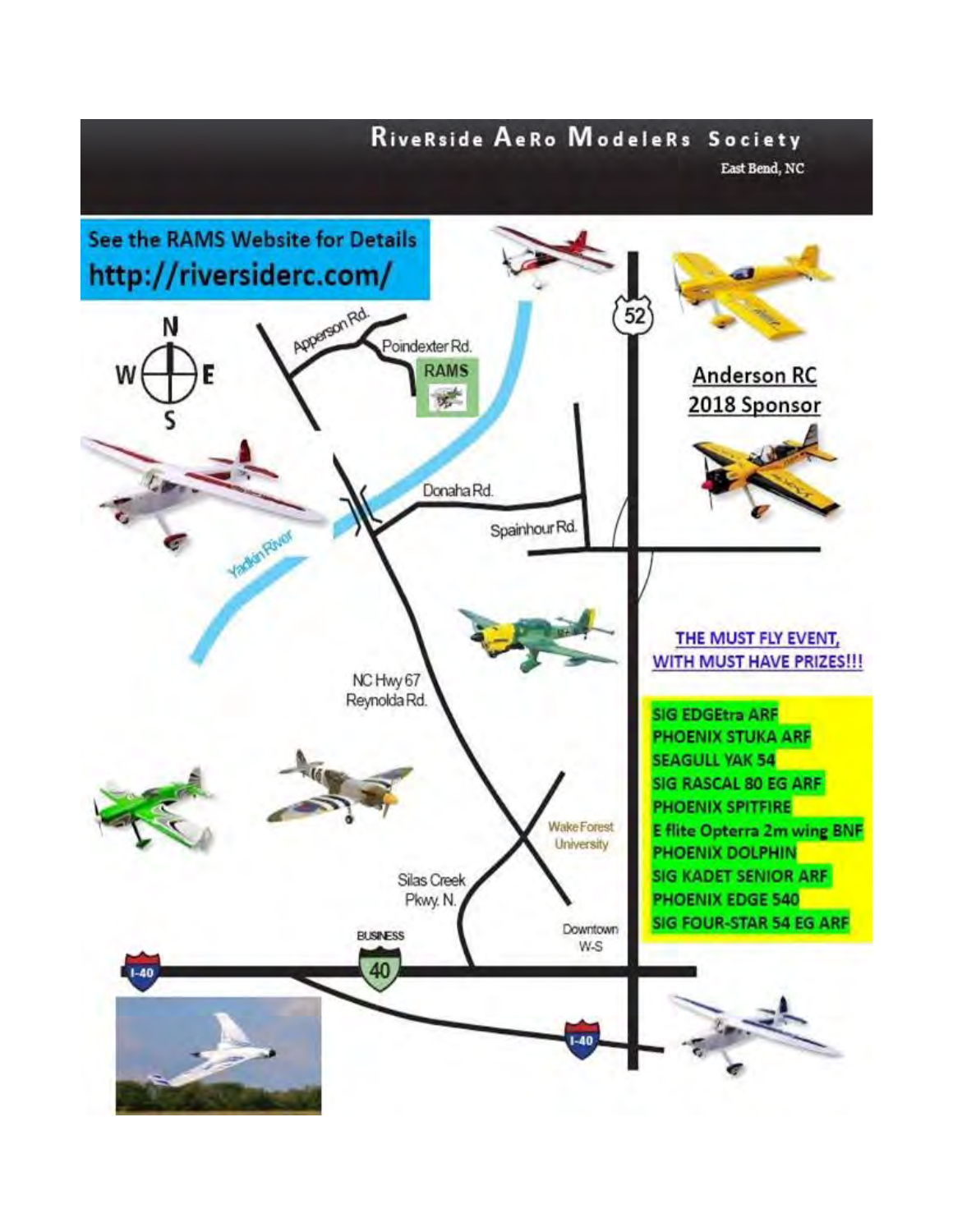# RiveRside AeRo ModeleRs Society

East Bend, NC

See the RAMS Website for Details
http://riversiderc.com/

Apperson Rd.
Poindexter Rd.
RAMS
Donaha Rd.
Spainhour Rd.
Yadkin River
52
NC Hwy 67
Reynolda Rd.
Wake Forest University
Silas Creek Pkwy. N.
Downtown W-S
BUSINESS 40
I-40
I-40

**Anderson RC**
**2018 Sponsor**

**THE MUST FLY EVENT, WITH MUST HAVE PRIZES!!!**

- SIG EDGEtra ARF
- PHOENIX STUKA ARF
- SEAGULL YAK 54
- SIG RASCAL 80 EG ARF
- PHOENIX SPITFIRE
- E flite Opterra 2m wing BNF
- PHOENIX DOLPHIN
- SIG KADET SENIOR ARF
- PHOENIX EDGE 540
- SIG FOUR-STAR 54 EG ARF